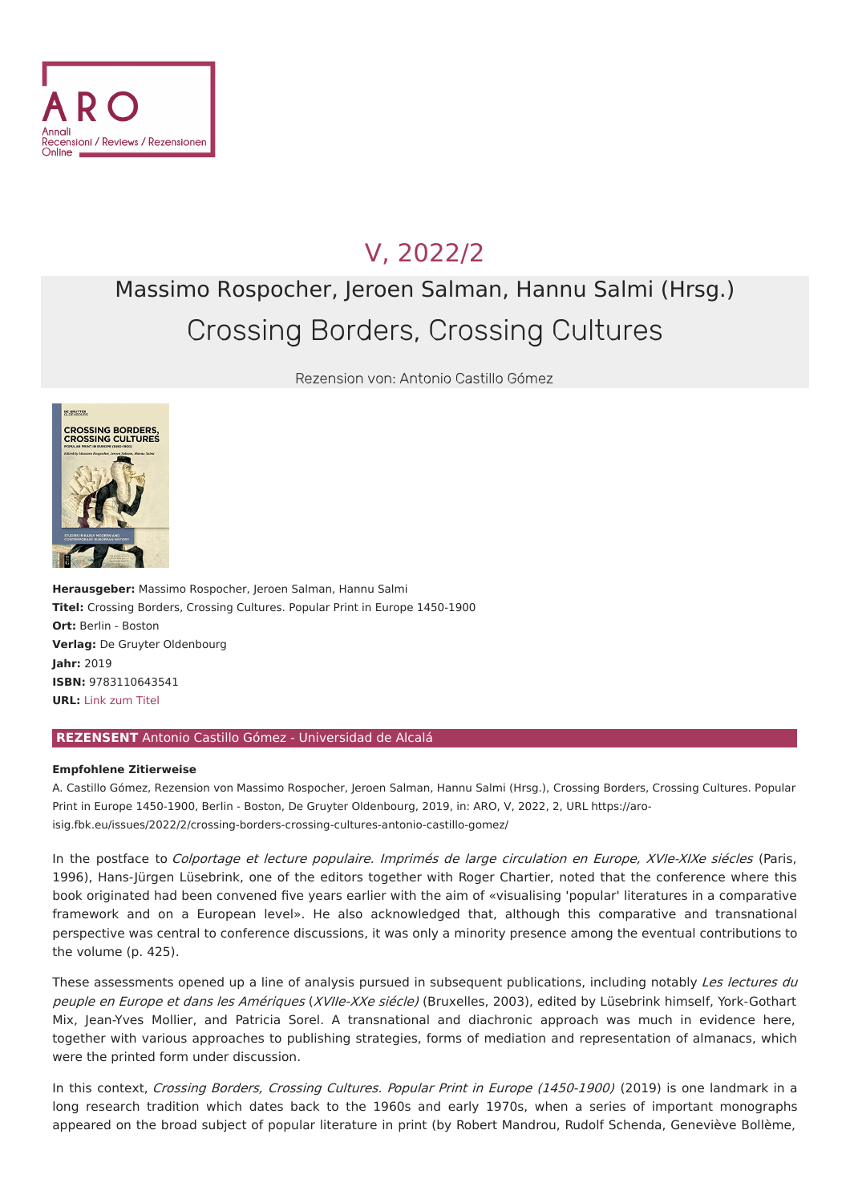# V, 2022/2

## Massimo Rospocher, Jeroen Salman, Hannu Salmi (Hrsg.)

# Crossing Borders, Crossing Cultures

Rezension von: Antonio Castillo Gómez

**Herausgeber:** Massimo Rospocher, Jeroen Salman, Hannu Salmi
**Titel:** Crossing Borders, Crossing Cultures. Popular Print in Europe 1450-1900
**Ort:** Berlin - Boston
**Verlag:** De Gruyter Oldenbourg
**Jahr:** 2019
**ISBN:** 9783110643541
**URL:** Link zum Titel

**REZENSENT** Antonio Castillo Gómez - Universidad de Alcalá

**Empfohlene Zitierweise**

A. Castillo Gómez, Rezension von Massimo Rospocher, Jeroen Salman, Hannu Salmi (Hrsg.), Crossing Borders, Crossing Cultures. Popular Print in Europe 1450-1900, Berlin - Boston, De Gruyter Oldenbourg, 2019, in: ARO, V, 2022, 2, URL https://aro-isig.fbk.eu/issues/2022/2/crossing-borders-crossing-cultures-antonio-castillo-gomez/

In the postface to *Colportage et lecture populaire. Imprimés de large circulation en Europe, XVIe-XIXe siécles* (Paris, 1996), Hans-Jürgen Lüsebrink, one of the editors together with Roger Chartier, noted that the conference where this book originated had been convened five years earlier with the aim of «visualising 'popular' literatures in a comparative framework and on a European level». He also acknowledged that, although this comparative and transnational perspective was central to conference discussions, it was only a minority presence among the eventual contributions to the volume (p. 425).

These assessments opened up a line of analysis pursued in subsequent publications, including notably *Les lectures du peuple en Europe et dans les Amériques* (*XVIIe-XXe siécle)* (Bruxelles, 2003), edited by Lüsebrink himself, York-Gothart Mix, Jean-Yves Mollier, and Patricia Sorel. A transnational and diachronic approach was much in evidence here, together with various approaches to publishing strategies, forms of mediation and representation of almanacs, which were the printed form under discussion.

In this context, *Crossing Borders, Crossing Cultures. Popular Print in Europe (1450-1900)* (2019) is one landmark in a long research tradition which dates back to the 1960s and early 1970s, when a series of important monographs appeared on the broad subject of popular literature in print (by Robert Mandrou, Rudolf Schenda, Geneviève Bollème,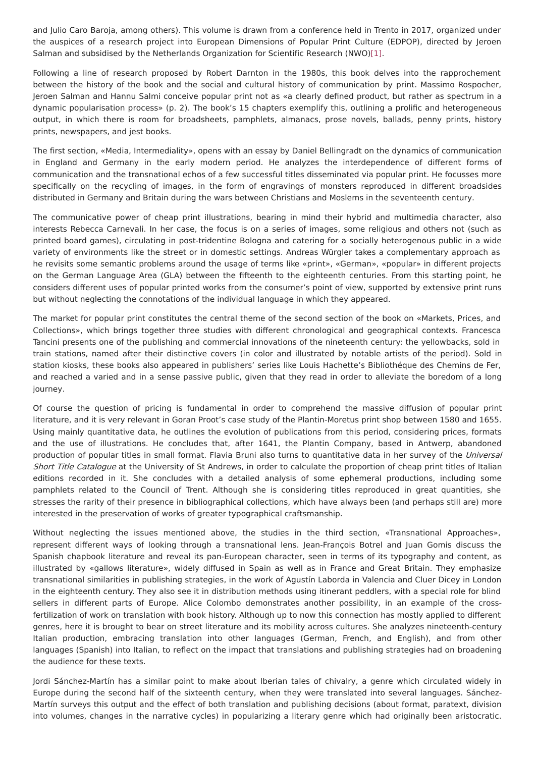and Julio Caro Baroja, among others). This volume is drawn from a conference held in Trento in 2017, organized under the auspices of a research project into European Dimensions of Popular Print Culture (EDPOP), directed by Jeroen Salman and subsidised by the Netherlands Organization for Scientific Research (NWO)[1].

Following a line of research proposed by Robert Darnton in the 1980s, this book delves into the rapprochement between the history of the book and the social and cultural history of communication by print. Massimo Rospocher, Jeroen Salman and Hannu Salmi conceive popular print not as «a clearly defined product, but rather as spectrum in a dynamic popularisation process» (p. 2). The book's 15 chapters exemplify this, outlining a prolific and heterogeneous output, in which there is room for broadsheets, pamphlets, almanacs, prose novels, ballads, penny prints, history prints, newspapers, and jest books.

The first section, «Media, Intermediality», opens with an essay by Daniel Bellingradt on the dynamics of communication in England and Germany in the early modern period. He analyzes the interdependence of different forms of communication and the transnational echos of a few successful titles disseminated via popular print. He focusses more specifically on the recycling of images, in the form of engravings of monsters reproduced in different broadsides distributed in Germany and Britain during the wars between Christians and Moslems in the seventeenth century.

The communicative power of cheap print illustrations, bearing in mind their hybrid and multimedia character, also interests Rebecca Carnevali. In her case, the focus is on a series of images, some religious and others not (such as printed board games), circulating in post-tridentine Bologna and catering for a socially heterogenous public in a wide variety of environments like the street or in domestic settings. Andreas Würgler takes a complementary approach as he revisits some semantic problems around the usage of terms like «print», «German», «popular» in different projects on the German Language Area (GLA) between the fifteenth to the eighteenth centuries. From this starting point, he considers different uses of popular printed works from the consumer's point of view, supported by extensive print runs but without neglecting the connotations of the individual language in which they appeared.

The market for popular print constitutes the central theme of the second section of the book on «Markets, Prices, and Collections», which brings together three studies with different chronological and geographical contexts. Francesca Tancini presents one of the publishing and commercial innovations of the nineteenth century: the yellowbacks, sold in train stations, named after their distinctive covers (in color and illustrated by notable artists of the period). Sold in station kiosks, these books also appeared in publishers' series like Louis Hachette's Bibliothéque des Chemins de Fer, and reached a varied and in a sense passive public, given that they read in order to alleviate the boredom of a long journey.

Of course the question of pricing is fundamental in order to comprehend the massive diffusion of popular print literature, and it is very relevant in Goran Proot's case study of the Plantin-Moretus print shop between 1580 and 1655. Using mainly quantitative data, he outlines the evolution of publications from this period, considering prices, formats and the use of illustrations. He concludes that, after 1641, the Plantin Company, based in Antwerp, abandoned production of popular titles in small format. Flavia Bruni also turns to quantitative data in her survey of the *Universal Short Title Catalogue* at the University of St Andrews, in order to calculate the proportion of cheap print titles of Italian editions recorded in it. She concludes with a detailed analysis of some ephemeral productions, including some pamphlets related to the Council of Trent. Although she is considering titles reproduced in great quantities, she stresses the rarity of their presence in bibliographical collections, which have always been (and perhaps still are) more interested in the preservation of works of greater typographical craftsmanship.

Without neglecting the issues mentioned above, the studies in the third section, «Transnational Approaches», represent different ways of looking through a transnational lens. Jean-François Botrel and Juan Gomis discuss the Spanish chapbook literature and reveal its pan-European character, seen in terms of its typography and content, as illustrated by «gallows literature», widely diffused in Spain as well as in France and Great Britain. They emphasize transnational similarities in publishing strategies, in the work of Agustín Laborda in Valencia and Cluer Dicey in London in the eighteenth century. They also see it in distribution methods using itinerant peddlers, with a special role for blind sellers in different parts of Europe. Alice Colombo demonstrates another possibility, in an example of the cross-fertilization of work on translation with book history. Although up to now this connection has mostly applied to different genres, here it is brought to bear on street literature and its mobility across cultures. She analyzes nineteenth-century Italian production, embracing translation into other languages (German, French, and English), and from other languages (Spanish) into Italian, to reflect on the impact that translations and publishing strategies had on broadening the audience for these texts.

Jordi Sánchez-Martín has a similar point to make about Iberian tales of chivalry, a genre which circulated widely in Europe during the second half of the sixteenth century, when they were translated into several languages. Sánchez-Martín surveys this output and the effect of both translation and publishing decisions (about format, paratext, division into volumes, changes in the narrative cycles) in popularizing a literary genre which had originally been aristocratic.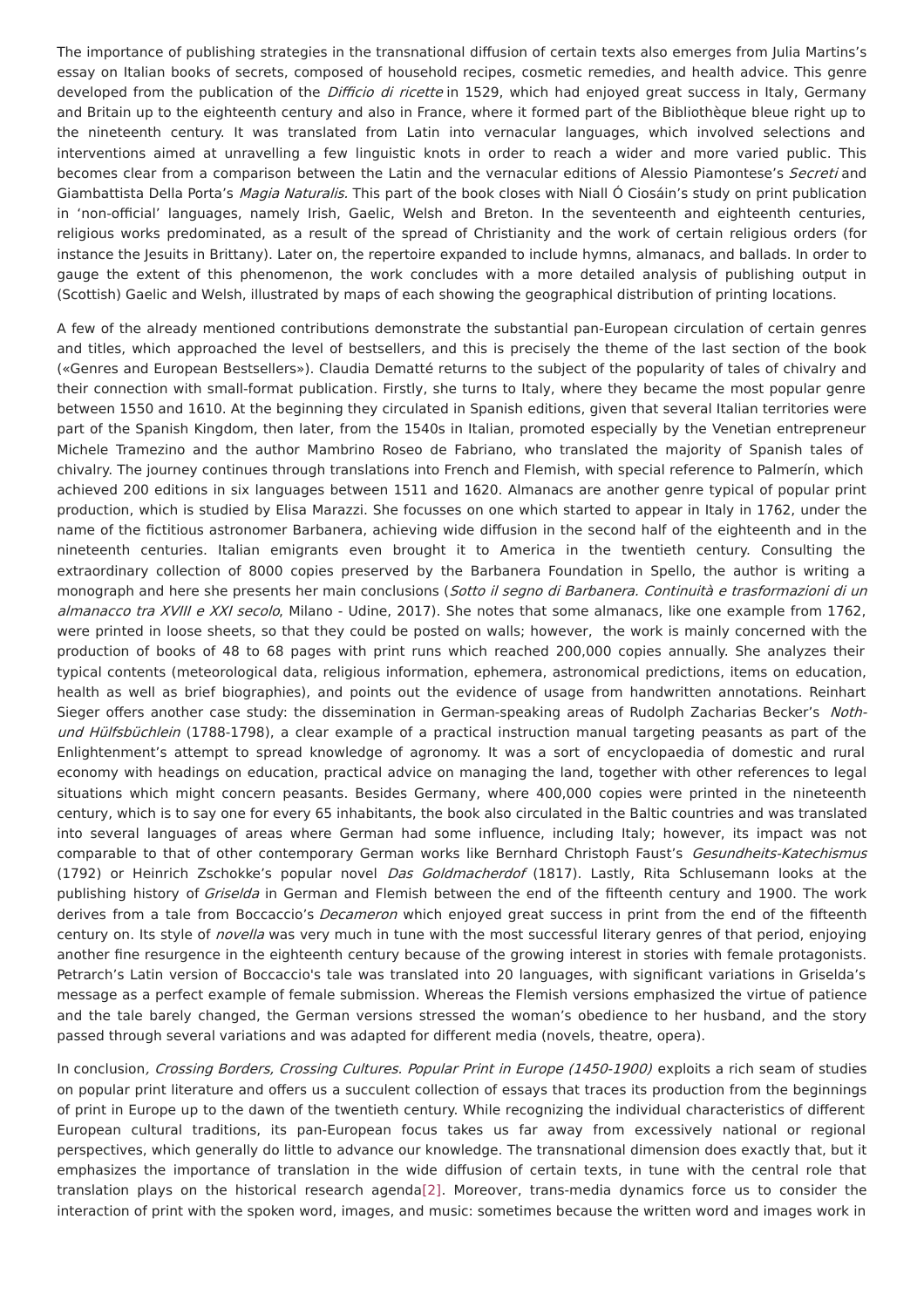The importance of publishing strategies in the transnational diffusion of certain texts also emerges from Julia Martins's essay on Italian books of secrets, composed of household recipes, cosmetic remedies, and health advice. This genre developed from the publication of the *Difficio di ricette* in 1529, which had enjoyed great success in Italy, Germany and Britain up to the eighteenth century and also in France, where it formed part of the Bibliothèque bleue right up to the nineteenth century. It was translated from Latin into vernacular languages, which involved selections and interventions aimed at unravelling a few linguistic knots in order to reach a wider and more varied public. This becomes clear from a comparison between the Latin and the vernacular editions of Alessio Piamontese's *Secreti* and Giambattista Della Porta's *Magia Naturalis*. This part of the book closes with Niall Ó Ciosáin's study on print publication in 'non-official' languages, namely Irish, Gaelic, Welsh and Breton. In the seventeenth and eighteenth centuries, religious works predominated, as a result of the spread of Christianity and the work of certain religious orders (for instance the Jesuits in Brittany). Later on, the repertoire expanded to include hymns, almanacs, and ballads. In order to gauge the extent of this phenomenon, the work concludes with a more detailed analysis of publishing output in (Scottish) Gaelic and Welsh, illustrated by maps of each showing the geographical distribution of printing locations.

A few of the already mentioned contributions demonstrate the substantial pan-European circulation of certain genres and titles, which approached the level of bestsellers, and this is precisely the theme of the last section of the book («Genres and European Bestsellers»). Claudia Demattè returns to the subject of the popularity of tales of chivalry and their connection with small-format publication. Firstly, she turns to Italy, where they became the most popular genre between 1550 and 1610. At the beginning they circulated in Spanish editions, given that several Italian territories were part of the Spanish Kingdom, then later, from the 1540s in Italian, promoted especially by the Venetian entrepreneur Michele Tramezino and the author Mambrino Roseo de Fabriano, who translated the majority of Spanish tales of chivalry. The journey continues through translations into French and Flemish, with special reference to Palmerín, which achieved 200 editions in six languages between 1511 and 1620. Almanacs are another genre typical of popular print production, which is studied by Elisa Marazzi. She focusses on one which started to appear in Italy in 1762, under the name of the fictitious astronomer Barbanera, achieving wide diffusion in the second half of the eighteenth and in the nineteenth centuries. Italian emigrants even brought it to America in the twentieth century. Consulting the extraordinary collection of 8000 copies preserved by the Barbanera Foundation in Spello, the author is writing a monograph and here she presents her main conclusions (*Sotto il segno di Barbanera. Continuità e trasformazioni di un almanacco tra XVIII e XXI secolo*, Milano - Udine, 2017). She notes that some almanacs, like one example from 1762, were printed in loose sheets, so that they could be posted on walls; however, the work is mainly concerned with the production of books of 48 to 68 pages with print runs which reached 200,000 copies annually. She analyzes their typical contents (meteorological data, religious information, ephemera, astronomical predictions, items on education, health as well as brief biographies), and points out the evidence of usage from handwritten annotations. Reinhart Sieger offers another case study: the dissemination in German-speaking areas of Rudolph Zacharias Becker's *Noth- und Hülfsbüchlein* (1788-1798), a clear example of a practical instruction manual targeting peasants as part of the Enlightenment's attempt to spread knowledge of agronomy. It was a sort of encyclopaedia of domestic and rural economy with headings on education, practical advice on managing the land, together with other references to legal situations which might concern peasants. Besides Germany, where 400,000 copies were printed in the nineteenth century, which is to say one for every 65 inhabitants, the book also circulated in the Baltic countries and was translated into several languages of areas where German had some influence, including Italy; however, its impact was not comparable to that of other contemporary German works like Bernhard Christoph Faust's *Gesundheits-Katechismus* (1792) or Heinrich Zschokke's popular novel *Das Goldmacherdof* (1817). Lastly, Rita Schlusemann looks at the publishing history of *Griselda* in German and Flemish between the end of the fifteenth century and 1900. The work derives from a tale from Boccaccio's *Decameron* which enjoyed great success in print from the end of the fifteenth century on. Its style of *novella* was very much in tune with the most successful literary genres of that period, enjoying another fine resurgence in the eighteenth century because of the growing interest in stories with female protagonists. Petrarch's Latin version of Boccaccio's tale was translated into 20 languages, with significant variations in Griselda's message as a perfect example of female submission. Whereas the Flemish versions emphasized the virtue of patience and the tale barely changed, the German versions stressed the woman's obedience to her husband, and the story passed through several variations and was adapted for different media (novels, theatre, opera).

In conclusion, *Crossing Borders, Crossing Cultures. Popular Print in Europe (1450-1900)* exploits a rich seam of studies on popular print literature and offers us a succulent collection of essays that traces its production from the beginnings of print in Europe up to the dawn of the twentieth century. While recognizing the individual characteristics of different European cultural traditions, its pan-European focus takes us far away from excessively national or regional perspectives, which generally do little to advance our knowledge. The transnational dimension does exactly that, but it emphasizes the importance of translation in the wide diffusion of certain texts, in tune with the central role that translation plays on the historical research agenda[2]. Moreover, trans-media dynamics force us to consider the interaction of print with the spoken word, images, and music: sometimes because the written word and images work in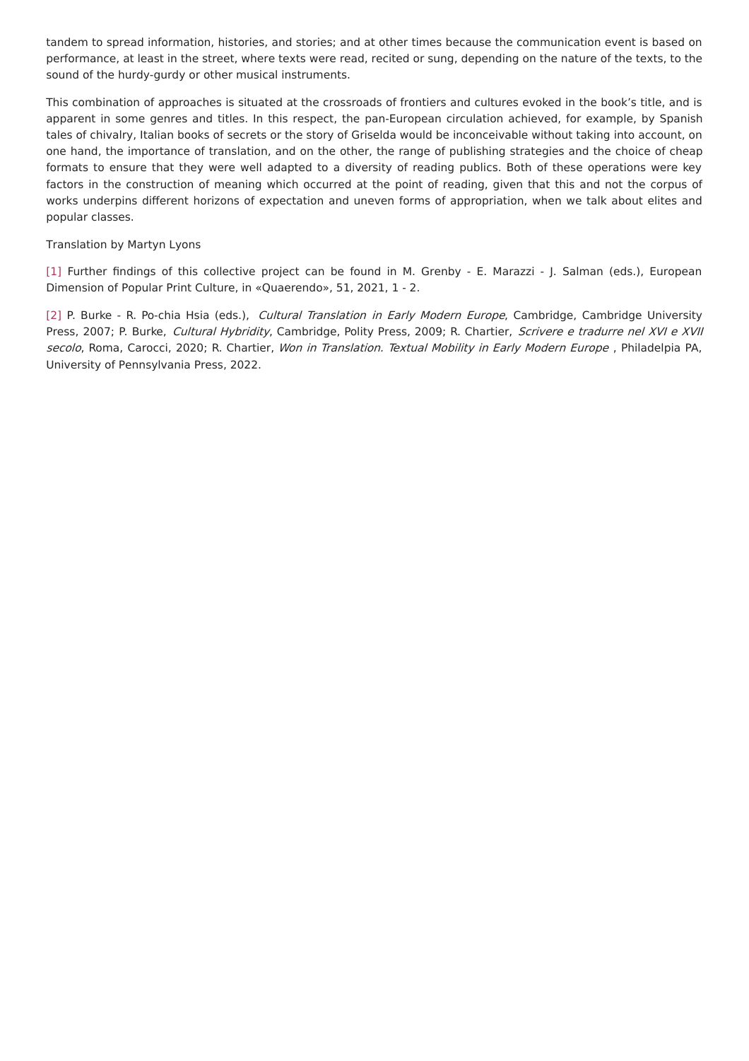tandem to spread information, histories, and stories; and at other times because the communication event is based on performance, at least in the street, where texts were read, recited or sung, depending on the nature of the texts, to the sound of the hurdy-gurdy or other musical instruments.

This combination of approaches is situated at the crossroads of frontiers and cultures evoked in the book's title, and is apparent in some genres and titles. In this respect, the pan-European circulation achieved, for example, by Spanish tales of chivalry, Italian books of secrets or the story of Griselda would be inconceivable without taking into account, on one hand, the importance of translation, and on the other, the range of publishing strategies and the choice of cheap formats to ensure that they were well adapted to a diversity of reading publics. Both of these operations were key factors in the construction of meaning which occurred at the point of reading, given that this and not the corpus of works underpins different horizons of expectation and uneven forms of appropriation, when we talk about elites and popular classes.

Translation by Martyn Lyons

[1] Further findings of this collective project can be found in M. Grenby - E. Marazzi - J. Salman (eds.), European Dimension of Popular Print Culture, in «Quaerendo», 51, 2021, 1 - 2.

[2] P. Burke - R. Po-chia Hsia (eds.), *Cultural Translation in Early Modern Europe*, Cambridge, Cambridge University Press, 2007; P. Burke, *Cultural Hybridity*, Cambridge, Polity Press, 2009; R. Chartier, *Scrivere e tradurre nel XVI e XVII secolo*, Roma, Carocci, 2020; R. Chartier, *Won in Translation. Textual Mobility in Early Modern Europe* , Philadelpia PA, University of Pennsylvania Press, 2022.